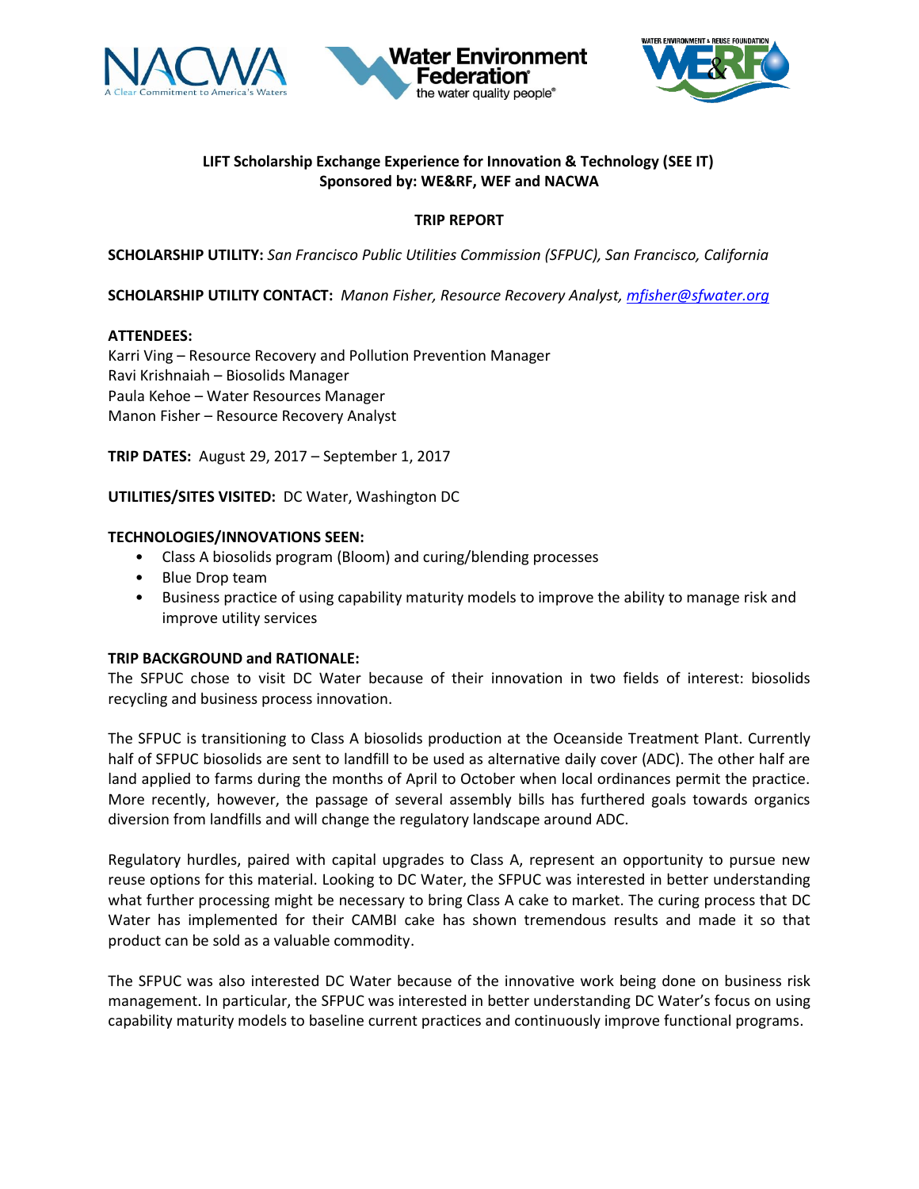**LIFT Scholarship Exchange Experience for Innovation & Technology (SEE IT)**
**Sponsored by: WE&RF, WEF and NACWA**

**TRIP REPORT**

**SCHOLARSHIP UTILITY:** *San Francisco Public Utilities Commission (SFPUC), San Francisco, California*

**SCHOLARSHIP UTILITY CONTACT:** *Manon Fisher, Resource Recovery Analyst, mfisher@sfwater.org*

**ATTENDEES:**
Karri Ving – Resource Recovery and Pollution Prevention Manager
Ravi Krishnaiah – Biosolids Manager
Paula Kehoe – Water Resources Manager
Manon Fisher – Resource Recovery Analyst

**TRIP DATES:** August 29, 2017 – September 1, 2017

**UTILITIES/SITES VISITED:** DC Water, Washington DC

**TECHNOLOGIES/INNOVATIONS SEEN:**

- Class A biosolids program (Bloom) and curing/blending processes
- Blue Drop team
- Business practice of using capability maturity models to improve the ability to manage risk and improve utility services

**TRIP BACKGROUND and RATIONALE:**
The SFPUC chose to visit DC Water because of their innovation in two fields of interest: biosolids recycling and business process innovation.

The SFPUC is transitioning to Class A biosolids production at the Oceanside Treatment Plant. Currently half of SFPUC biosolids are sent to landfill to be used as alternative daily cover (ADC). The other half are land applied to farms during the months of April to October when local ordinances permit the practice. More recently, however, the passage of several assembly bills has furthered goals towards organics diversion from landfills and will change the regulatory landscape around ADC.

Regulatory hurdles, paired with capital upgrades to Class A, represent an opportunity to pursue new reuse options for this material. Looking to DC Water, the SFPUC was interested in better understanding what further processing might be necessary to bring Class A cake to market. The curing process that DC Water has implemented for their CAMBI cake has shown tremendous results and made it so that product can be sold as a valuable commodity.

The SFPUC was also interested DC Water because of the innovative work being done on business risk management. In particular, the SFPUC was interested in better understanding DC Water's focus on using capability maturity models to baseline current practices and continuously improve functional programs.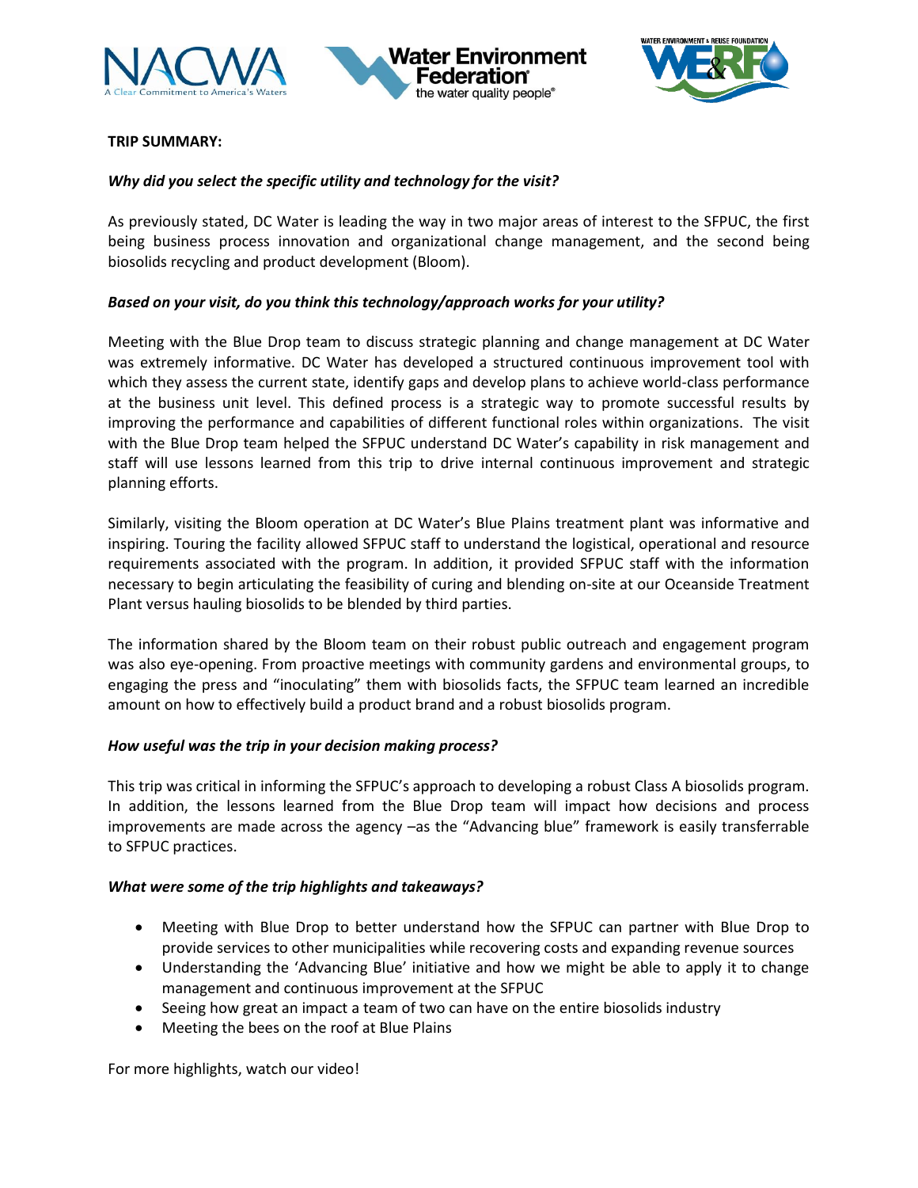**TRIP SUMMARY:**

***Why did you select the specific utility and technology for the visit?***

As previously stated, DC Water is leading the way in two major areas of interest to the SFPUC, the first being business process innovation and organizational change management, and the second being biosolids recycling and product development (Bloom).

***Based on your visit, do you think this technology/approach works for your utility?***

Meeting with the Blue Drop team to discuss strategic planning and change management at DC Water was extremely informative. DC Water has developed a structured continuous improvement tool with which they assess the current state, identify gaps and develop plans to achieve world-class performance at the business unit level. This defined process is a strategic way to promote successful results by improving the performance and capabilities of different functional roles within organizations. The visit with the Blue Drop team helped the SFPUC understand DC Water's capability in risk management and staff will use lessons learned from this trip to drive internal continuous improvement and strategic planning efforts.

Similarly, visiting the Bloom operation at DC Water's Blue Plains treatment plant was informative and inspiring. Touring the facility allowed SFPUC staff to understand the logistical, operational and resource requirements associated with the program. In addition, it provided SFPUC staff with the information necessary to begin articulating the feasibility of curing and blending on-site at our Oceanside Treatment Plant versus hauling biosolids to be blended by third parties.

The information shared by the Bloom team on their robust public outreach and engagement program was also eye-opening. From proactive meetings with community gardens and environmental groups, to engaging the press and "inoculating" them with biosolids facts, the SFPUC team learned an incredible amount on how to effectively build a product brand and a robust biosolids program.

***How useful was the trip in your decision making process?***

This trip was critical in informing the SFPUC's approach to developing a robust Class A biosolids program. In addition, the lessons learned from the Blue Drop team will impact how decisions and process improvements are made across the agency –as the "Advancing blue" framework is easily transferrable to SFPUC practices.

***What were some of the trip highlights and takeaways?***

- Meeting with Blue Drop to better understand how the SFPUC can partner with Blue Drop to provide services to other municipalities while recovering costs and expanding revenue sources
- Understanding the 'Advancing Blue' initiative and how we might be able to apply it to change management and continuous improvement at the SFPUC
- Seeing how great an impact a team of two can have on the entire biosolids industry
- Meeting the bees on the roof at Blue Plains

For more highlights, watch our video!